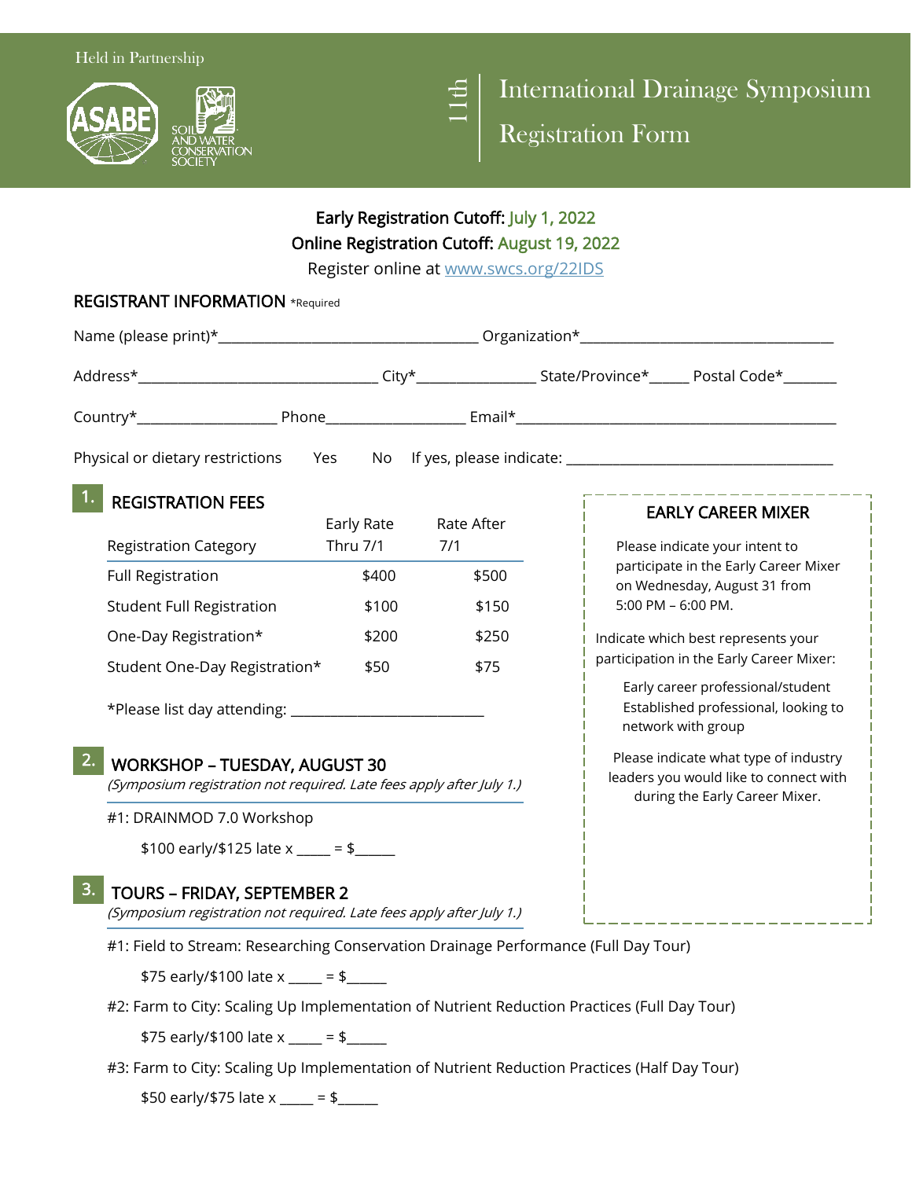Held in Partnership

ASABE SOIL AND WATER CONSERVATION SOCIETY

# 11th International Drainage Symposium Registration Form

**Early Registration Cutoff: July 1, 2022**
**Online Registration Cutoff: August 19, 2022**
Register online at www.swcs.org/22IDS

## REGISTRANT INFORMATION *Required

Name (please print)*___________________________________ Organization*___________________________________

Address*_________________________________ City*________________ State/Province*_____ Postal Code*_______

Country*___________________ Phone___________________ Email*___________________________________________

Physical or dietary restrictions Yes No If yes, please indicate: ____________________________________

## 1. REGISTRATION FEES

| Registration Category | Early Rate Thru 7/1 | Rate After 7/1 |
|---|---|---|
| Full Registration | $400 | $500 |
| Student Full Registration | $100 | $150 |
| One-Day Registration* | $200 | $250 |
| Student One-Day Registration* | $50 | $75 |

*Please list day attending: ___________________________

## 2. WORKSHOP – TUESDAY, AUGUST 30

*(Symposium registration not required. Late fees apply after July 1.)*

#1: DRAINMOD 7.0 Workshop

$100 early/$125 late x _____ = $______

## 3. TOURS – FRIDAY, SEPTEMBER 2

*(Symposium registration not required. Late fees apply after July 1.)*

#1: Field to Stream: Researching Conservation Drainage Performance (Full Day Tour)

$75 early/$100 late x _____ = $______

#2: Farm to City: Scaling Up Implementation of Nutrient Reduction Practices (Full Day Tour)

$75 early/$100 late x _____ = $______

#3: Farm to City: Scaling Up Implementation of Nutrient Reduction Practices (Half Day Tour)

$50 early/$75 late x _____ = $______

## EARLY CAREER MIXER

Please indicate your intent to participate in the Early Career Mixer on Wednesday, August 31 from 5:00 PM – 6:00 PM.

Indicate which best represents your participation in the Early Career Mixer:

- Early career professional/student
- Established professional, looking to network with group

Please indicate what type of industry leaders you would like to connect with during the Early Career Mixer.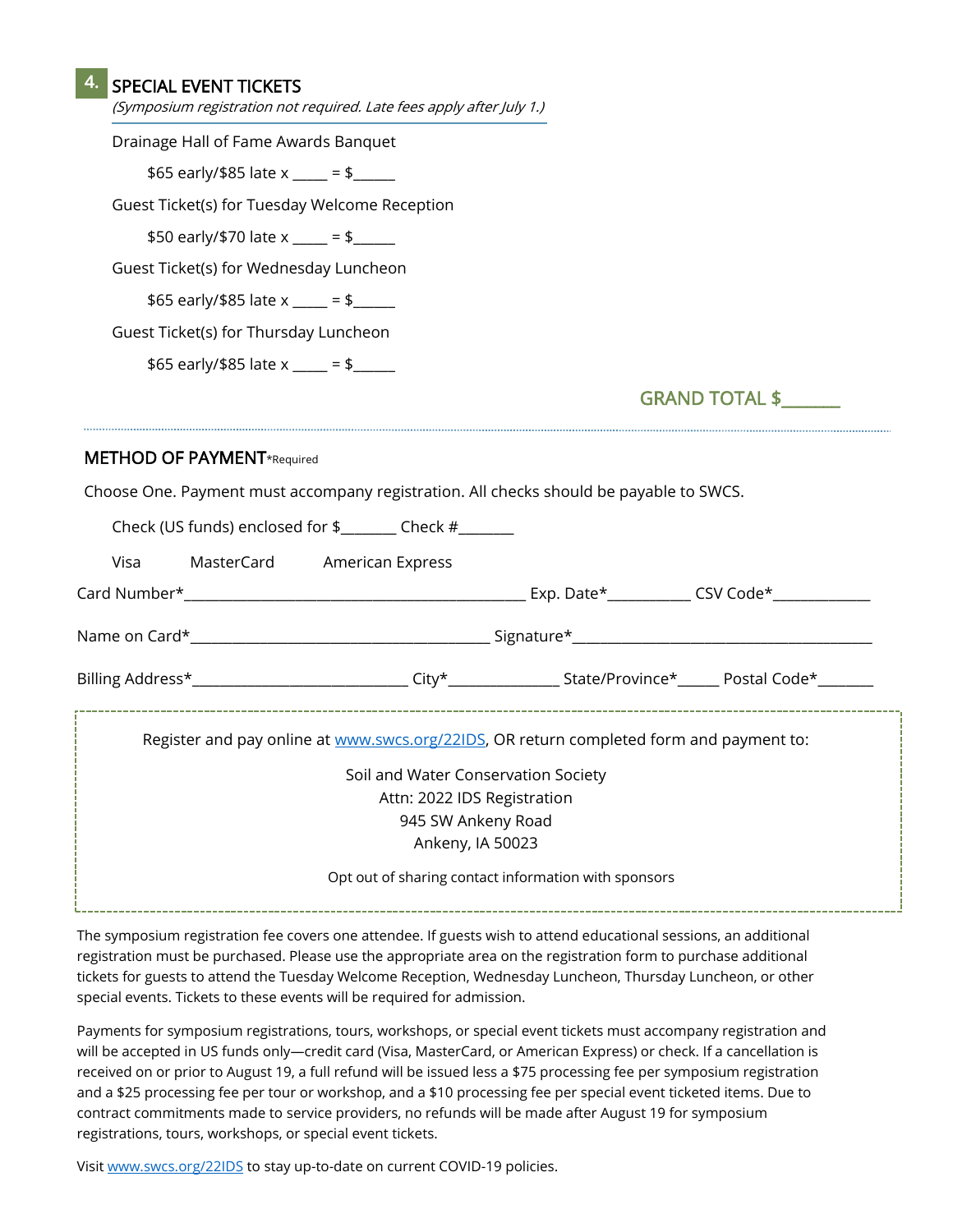## 4. SPECIAL EVENT TICKETS

*(Symposium registration not required. Late fees apply after July 1.)*

Drainage Hall of Fame Awards Banquet

$65 early/$85 late x _____ = $______

Guest Ticket(s) for Tuesday Welcome Reception

$50 early/$70 late x _____ = $______

Guest Ticket(s) for Wednesday Luncheon

$65 early/$85 late x _____ = $______

Guest Ticket(s) for Thursday Luncheon

$65 early/$85 late x _____ = $______

**GRAND TOTAL $_______**

## METHOD OF PAYMENT*Required

Choose One. Payment must accompany registration. All checks should be payable to SWCS.

Check (US funds) enclosed for $_______ Check #_______

Visa MasterCard American Express

Card Number*_______________________________________________ Exp. Date*___________ CSV Code*_____________

Name on Card*_________________________________________ Signature*__________________________________________

Billing Address*____________________________ City*_______________ State/Province*______ Postal Code*________

Register and pay online at www.swcs.org/22IDS, OR return completed form and payment to:

Soil and Water Conservation Society
Attn: 2022 IDS Registration
945 SW Ankeny Road
Ankeny, IA 50023

Opt out of sharing contact information with sponsors

The symposium registration fee covers one attendee. If guests wish to attend educational sessions, an additional registration must be purchased. Please use the appropriate area on the registration form to purchase additional tickets for guests to attend the Tuesday Welcome Reception, Wednesday Luncheon, Thursday Luncheon, or other special events. Tickets to these events will be required for admission.

Payments for symposium registrations, tours, workshops, or special event tickets must accompany registration and will be accepted in US funds only—credit card (Visa, MasterCard, or American Express) or check. If a cancellation is received on or prior to August 19, a full refund will be issued less a $75 processing fee per symposium registration and a $25 processing fee per tour or workshop, and a $10 processing fee per special event ticketed items. Due to contract commitments made to service providers, no refunds will be made after August 19 for symposium registrations, tours, workshops, or special event tickets.

Visit www.swcs.org/22IDS to stay up-to-date on current COVID-19 policies.